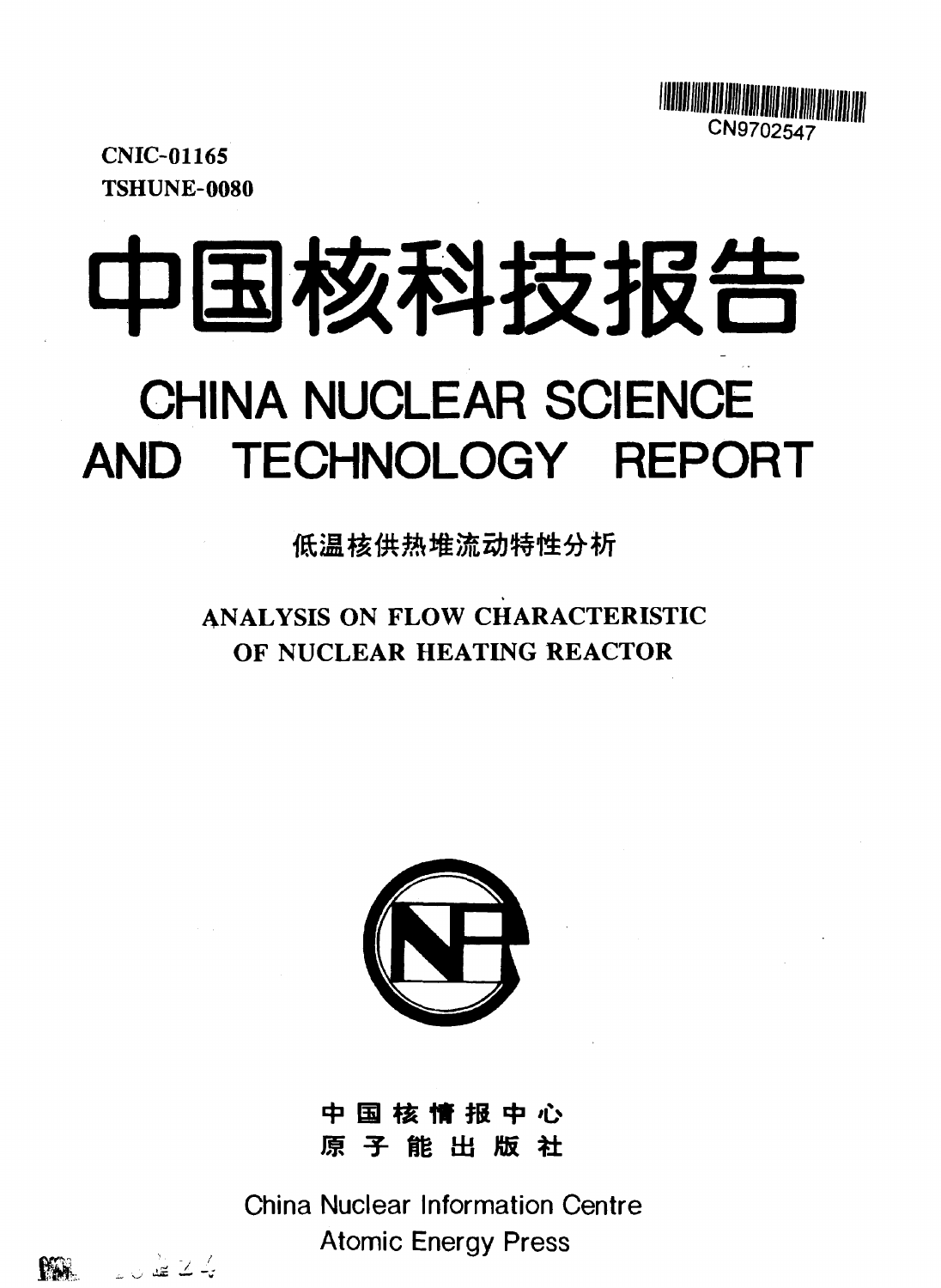CN9702547

**CNIC-01165**
**TSHUNE-0080**

# 中国核科技报告

# CHINA NUCLEAR SCIENCE AND TECHNOLOGY REPORT

## 低温核供热堆流动特性分析

## ANALYSIS ON FLOW CHARACTERISTIC OF NUCLEAR HEATING REACTOR

**中国核情报中心**
**原子能出版社**

China Nuclear Information Centre
Atomic Energy Press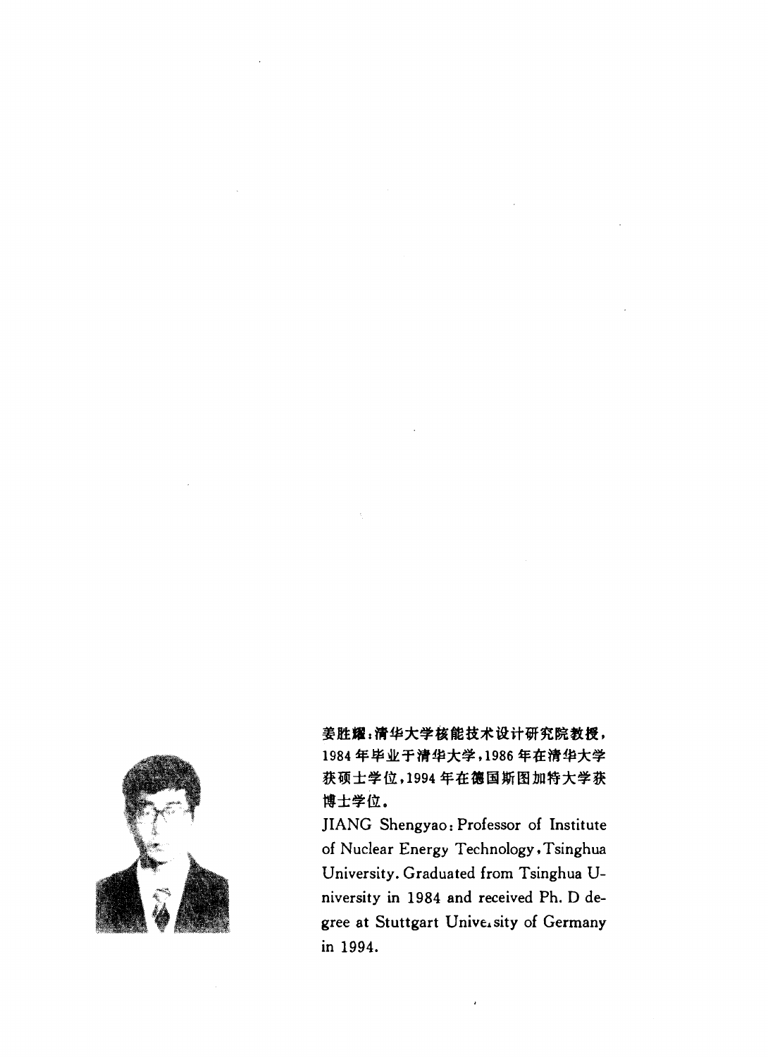**姜胜耀**：清华大学核能技术设计研究院教授，1984 年毕业于清华大学，1986 年在清华大学获硕士学位，1994 年在德国斯图加特大学获博士学位。

JIANG Shengyao: Professor of Institute of Nuclear Energy Technology, Tsinghua University. Graduated from Tsinghua University in 1984 and received Ph. D degree at Stuttgart University of Germany in 1994.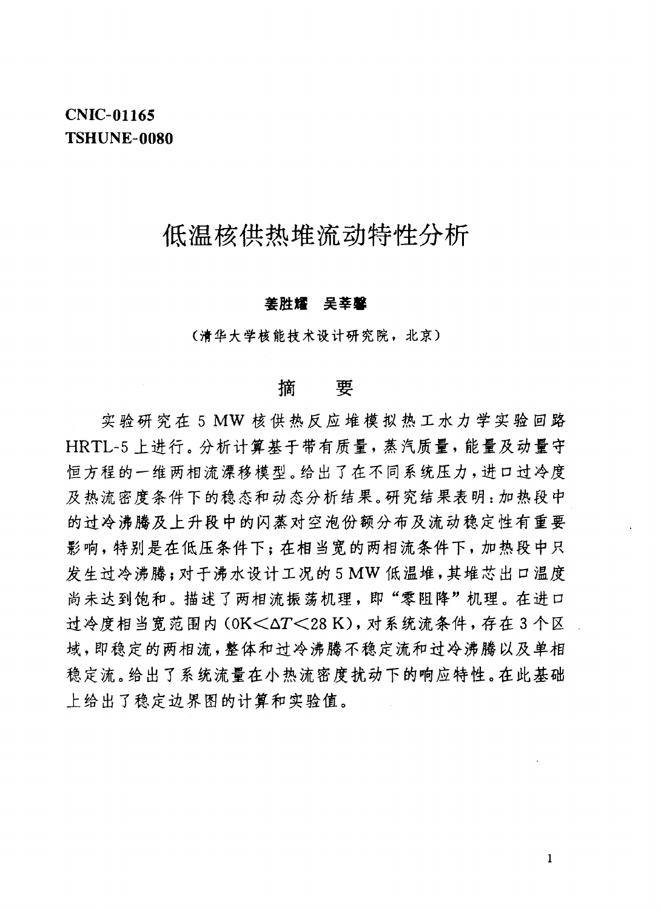CNIC-01165
TSHUNE-0080

# 低温核供热堆流动特性分析

**姜胜耀　吴莘馨**

（清华大学核能技术设计研究院，北京）

## 摘　要

实验研究在 5 MW 核供热反应堆模拟热工水力学实验回路 HRTL-5 上进行。分析计算基于带有质量，蒸汽质量，能量及动量守恒方程的一维两相流漂移模型。给出了在不同系统压力，进口过冷度及热流密度条件下的稳态和动态分析结果。研究结果表明：加热段中的过冷沸腾及上升段中的闪蒸对空泡份额分布及流动稳定性有重要影响，特别是在低压条件下；在相当宽的两相流条件下，加热段中只发生过冷沸腾；对于沸水设计工况的 5 MW 低温堆，其堆芯出口温度尚未达到饱和。描述了两相流振荡机理，即"零阻降"机理。在进口过冷度相当宽范围内 ($0\text{K}<\Delta T<28\text{ K}$)，对系统流条件，存在 3 个区域，即稳定的两相流，整体和过冷沸腾不稳定流和过冷沸腾以及单相稳定流。给出了系统流量在小热流密度扰动下的响应特性。在此基础上给出了稳定边界图的计算和实验值。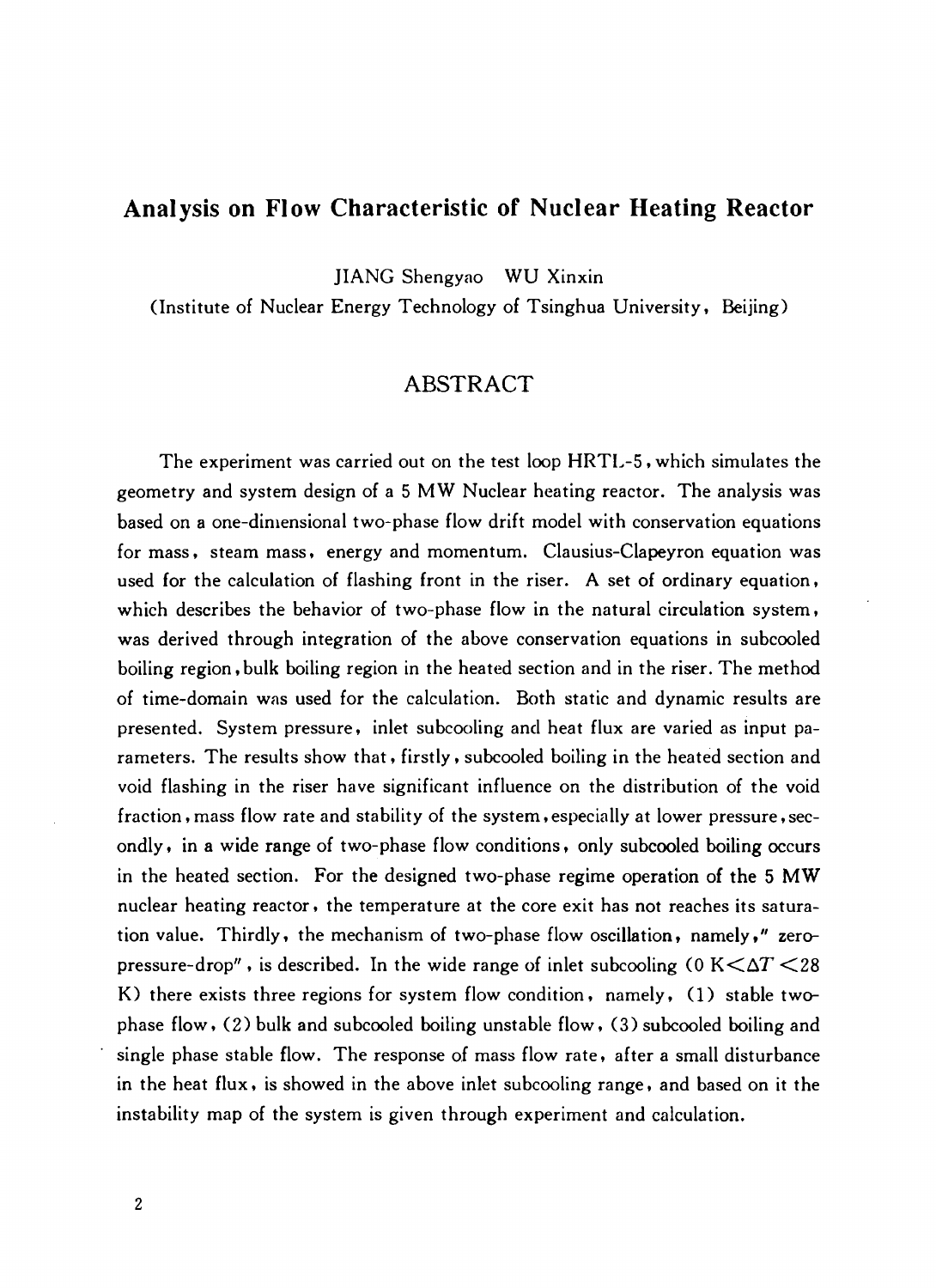# Analysis on Flow Characteristic of Nuclear Heating Reactor

JIANG Shengyao WU Xinxin

(Institute of Nuclear Energy Technology of Tsinghua University, Beijing)

## ABSTRACT

The experiment was carried out on the test loop HRTL-5, which simulates the geometry and system design of a 5 MW Nuclear heating reactor. The analysis was based on a one-dimensional two-phase flow drift model with conservation equations for mass, steam mass, energy and momentum. Clausius-Clapeyron equation was used for the calculation of flashing front in the riser. A set of ordinary equation, which describes the behavior of two-phase flow in the natural circulation system, was derived through integration of the above conservation equations in subcooled boiling region, bulk boiling region in the heated section and in the riser. The method of time-domain was used for the calculation. Both static and dynamic results are presented. System pressure, inlet subcooling and heat flux are varied as input parameters. The results show that, firstly, subcooled boiling in the heated section and void flashing in the riser have significant influence on the distribution of the void fraction, mass flow rate and stability of the system, especially at lower pressure, secondly, in a wide range of two-phase flow conditions, only subcooled boiling occurs in the heated section. For the designed two-phase regime operation of the 5 MW nuclear heating reactor, the temperature at the core exit has not reaches its saturation value. Thirdly, the mechanism of two-phase flow oscillation, namely, "zero-pressure-drop", is described. In the wide range of inlet subcooling ($0\ K < \Delta T < 28\ K$) there exists three regions for system flow condition, namely, (1) stable two-phase flow, (2) bulk and subcooled boiling unstable flow, (3) subcooled boiling and single phase stable flow. The response of mass flow rate, after a small disturbance in the heat flux, is showed in the above inlet subcooling range, and based on it the instability map of the system is given through experiment and calculation.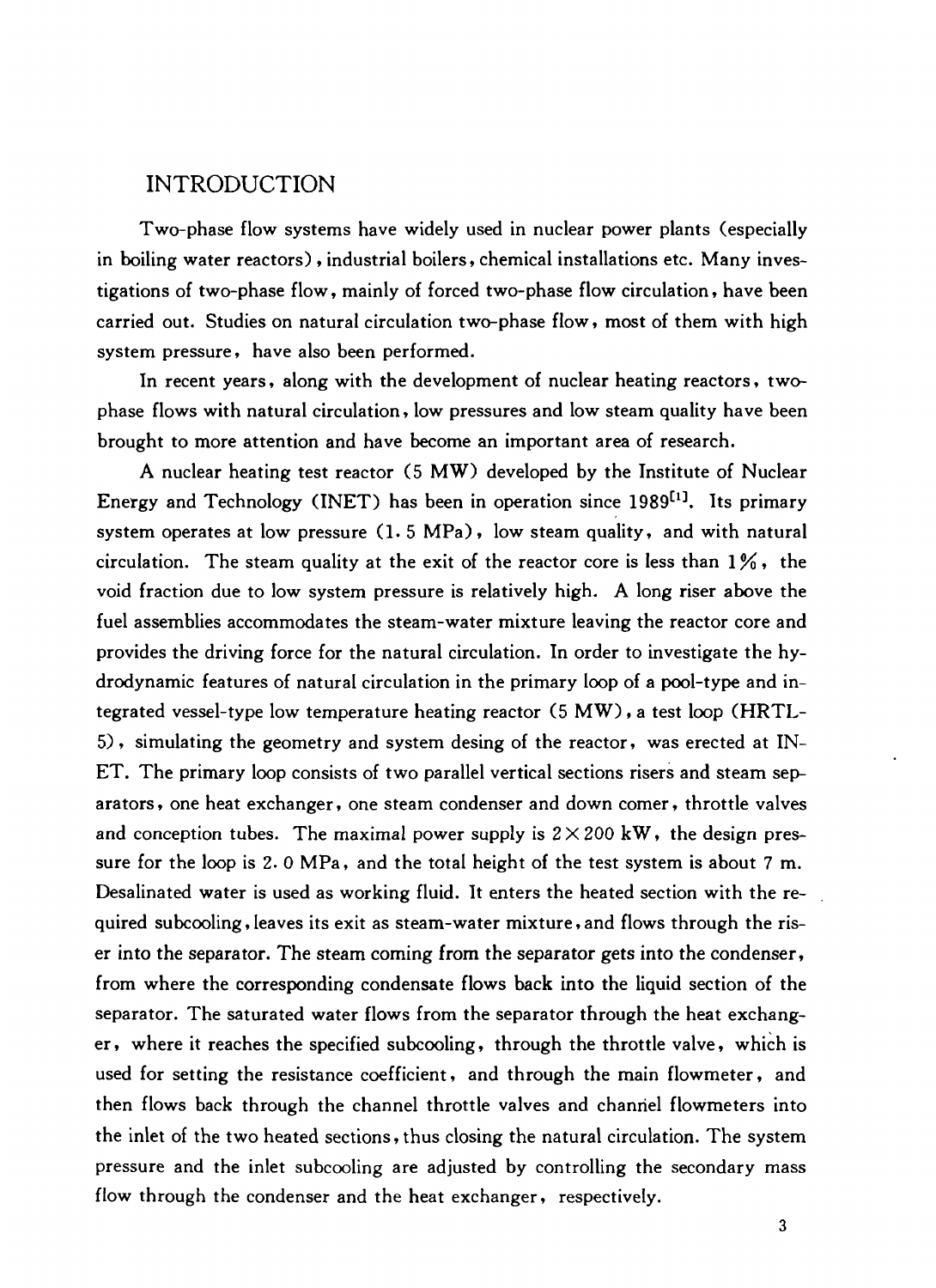## INTRODUCTION

Two-phase flow systems have widely used in nuclear power plants (especially in boiling water reactors), industrial boilers, chemical installations etc. Many investigations of two-phase flow, mainly of forced two-phase flow circulation, have been carried out. Studies on natural circulation two-phase flow, most of them with high system pressure, have also been performed.

In recent years, along with the development of nuclear heating reactors, two-phase flows with natural circulation, low pressures and low steam quality have been brought to more attention and have become an important area of research.

A nuclear heating test reactor (5 MW) developed by the Institute of Nuclear Energy and Technology (INET) has been in operation since 1989[1]. Its primary system operates at low pressure (1.5 MPa), low steam quality, and with natural circulation. The steam quality at the exit of the reactor core is less than 1%, the void fraction due to low system pressure is relatively high. A long riser above the fuel assemblies accommodates the steam-water mixture leaving the reactor core and provides the driving force for the natural circulation. In order to investigate the hydrodynamic features of natural circulation in the primary loop of a pool-type and integrated vessel-type low temperature heating reactor (5 MW), a test loop (HRTL-5), simulating the geometry and system desing of the reactor, was erected at INET. The primary loop consists of two parallel vertical sections risers and steam separators, one heat exchanger, one steam condenser and down comer, throttle valves and conception tubes. The maximal power supply is $2 \times 200$ kW, the design pressure for the loop is 2.0 MPa, and the total height of the test system is about 7 m. Desalinated water is used as working fluid. It enters the heated section with the required subcooling, leaves its exit as steam-water mixture, and flows through the riser into the separator. The steam coming from the separator gets into the condenser, from where the corresponding condensate flows back into the liquid section of the separator. The saturated water flows from the separator through the heat exchanger, where it reaches the specified subcooling, through the throttle valve, which is used for setting the resistance coefficient, and through the main flowmeter, and then flows back through the channel throttle valves and channel flowmeters into the inlet of the two heated sections, thus closing the natural circulation. The system pressure and the inlet subcooling are adjusted by controlling the secondary mass flow through the condenser and the heat exchanger, respectively.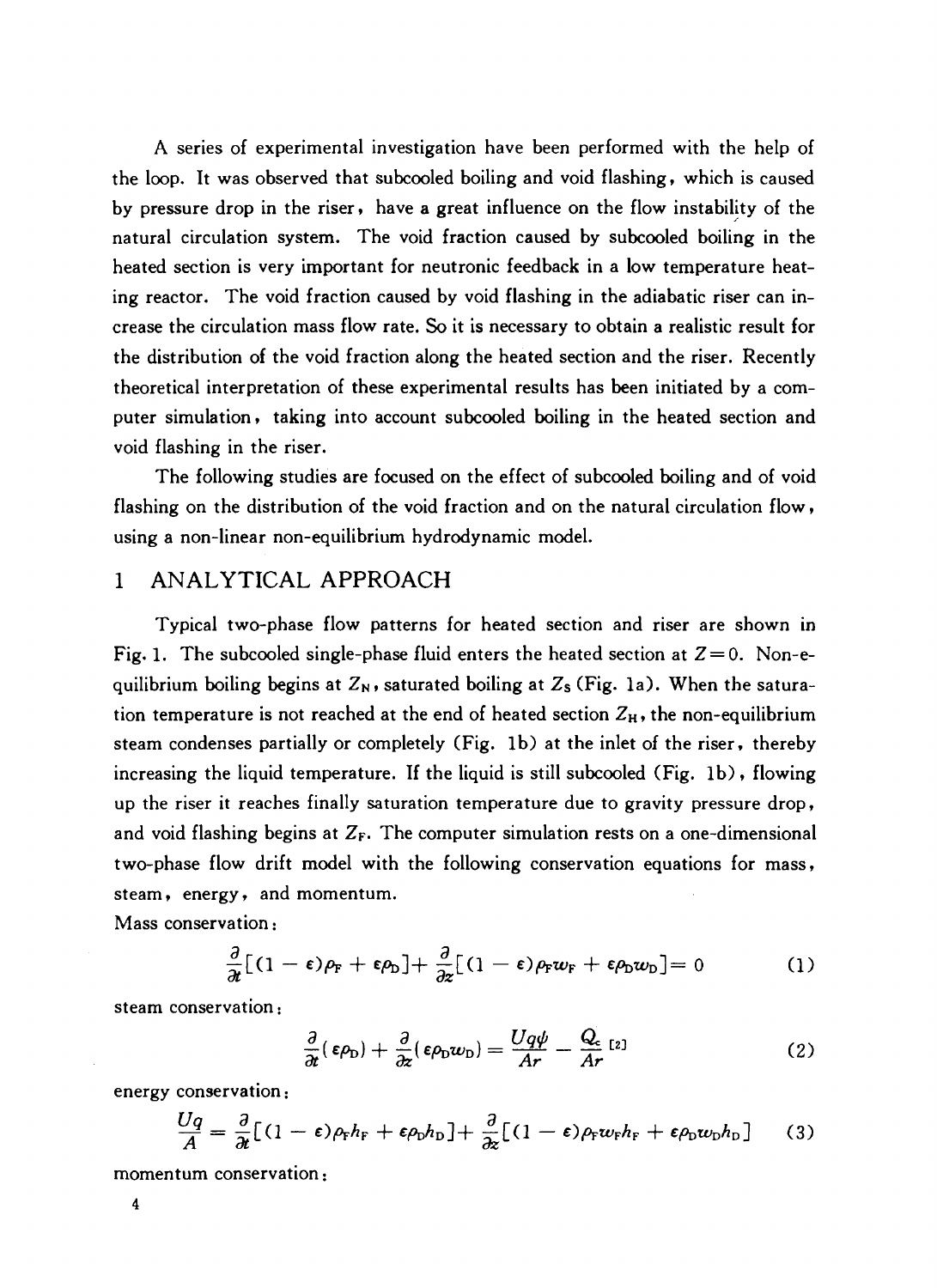A series of experimental investigation have been performed with the help of the loop. It was observed that subcooled boiling and void flashing, which is caused by pressure drop in the riser, have a great influence on the flow instability of the natural circulation system. The void fraction caused by subcooled boiling in the heated section is very important for neutronic feedback in a low temperature heating reactor. The void fraction caused by void flashing in the adiabatic riser can increase the circulation mass flow rate. So it is necessary to obtain a realistic result for the distribution of the void fraction along the heated section and the riser. Recently theoretical interpretation of these experimental results has been initiated by a computer simulation, taking into account subcooled boiling in the heated section and void flashing in the riser.

The following studies are focused on the effect of subcooled boiling and of void flashing on the distribution of the void fraction and on the natural circulation flow, using a non-linear non-equilibrium hydrodynamic model.

# 1 ANALYTICAL APPROACH

Typical two-phase flow patterns for heated section and riser are shown in Fig. 1. The subcooled single-phase fluid enters the heated section at $Z=0$. Non-equilibrium boiling begins at $Z_N$, saturated boiling at $Z_S$ (Fig. 1a). When the saturation temperature is not reached at the end of heated section $Z_H$, the non-equilibrium steam condenses partially or completely (Fig. 1b) at the inlet of the riser, thereby increasing the liquid temperature. If the liquid is still subcooled (Fig. 1b), flowing up the riser it reaches finally saturation temperature due to gravity pressure drop, and void flashing begins at $Z_F$. The computer simulation rests on a one-dimensional two-phase flow drift model with the following conservation equations for mass, steam, energy, and momentum.

Mass conservation:

$$\frac{\partial}{\partial t}[(1-\varepsilon)\rho_F + \varepsilon\rho_D] + \frac{\partial}{\partial z}[(1-\varepsilon)\rho_F w_F + \varepsilon\rho_D w_D] = 0 \tag{1}$$

steam conservation:

$$\frac{\partial}{\partial t}(\varepsilon\rho_D) + \frac{\partial}{\partial z}(\varepsilon\rho_D w_D) = \frac{Uq\psi}{Ar} - \frac{Q_c}{Ar} \text{ [2]} \tag{2}$$

energy conservation:

$$\frac{Uq}{A} = \frac{\partial}{\partial t}[(1-\varepsilon)\rho_F h_F + \varepsilon\rho_D h_D] + \frac{\partial}{\partial z}[(1-\varepsilon)\rho_F w_F h_F + \varepsilon\rho_D w_D h_D] \tag{3}$$

momentum conservation: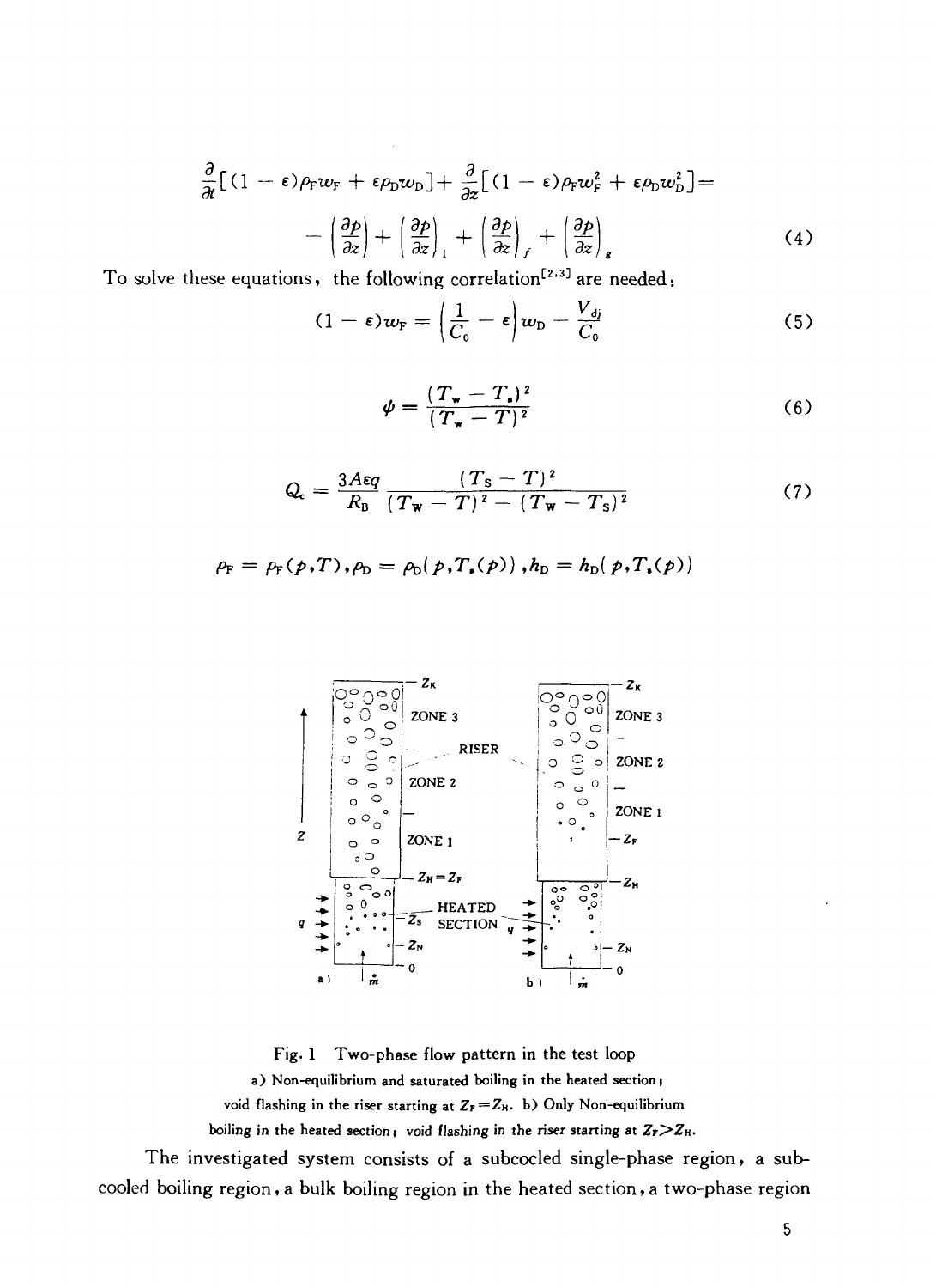$$\frac{\partial}{\partial t}[(1-\varepsilon)\rho_F w_F + \varepsilon\rho_D w_D] + \frac{\partial}{\partial z}[(1-\varepsilon)\rho_F w_F^2 + \varepsilon\rho_D w_D^2] = -\left(\frac{\partial p}{\partial z}\right) + \left(\frac{\partial p}{\partial z}\right)_l + \left(\frac{\partial p}{\partial z}\right)_f + \left(\frac{\partial p}{\partial z}\right)_g \tag{4}$$

To solve these equations, the following correlation[2,3] are needed:

$$(1-\varepsilon)w_F = \left(\frac{1}{C_0} - \varepsilon\right)w_D - \frac{V_{dj}}{C_0} \tag{5}$$

$$\psi = \frac{(T_w - T_s)^2}{(T_w - T)^2} \tag{6}$$

$$Q_c = \frac{3A\varepsilon q}{R_B} \frac{(T_S - T)^2}{(T_W - T)^2 - (T_W - T_S)^2} \tag{7}$$

$$\rho_F = \rho_F(p,T), \rho_D = \rho_D(p,T_s(p)), h_D = h_D(p,T_s(p))$$

Fig. 1 Two-phase flow pattern in the test loop

a) Non-equilibrium and saturated boiling in the heated section; void flashing in the riser starting at $Z_F = Z_H$. b) Only Non-equilibrium boiling in the heated section; void flashing in the riser starting at $Z_F > Z_H$.

The investigated system consists of a subcooled single-phase region, a subcooled boiling region, a bulk boiling region in the heated section, a two-phase region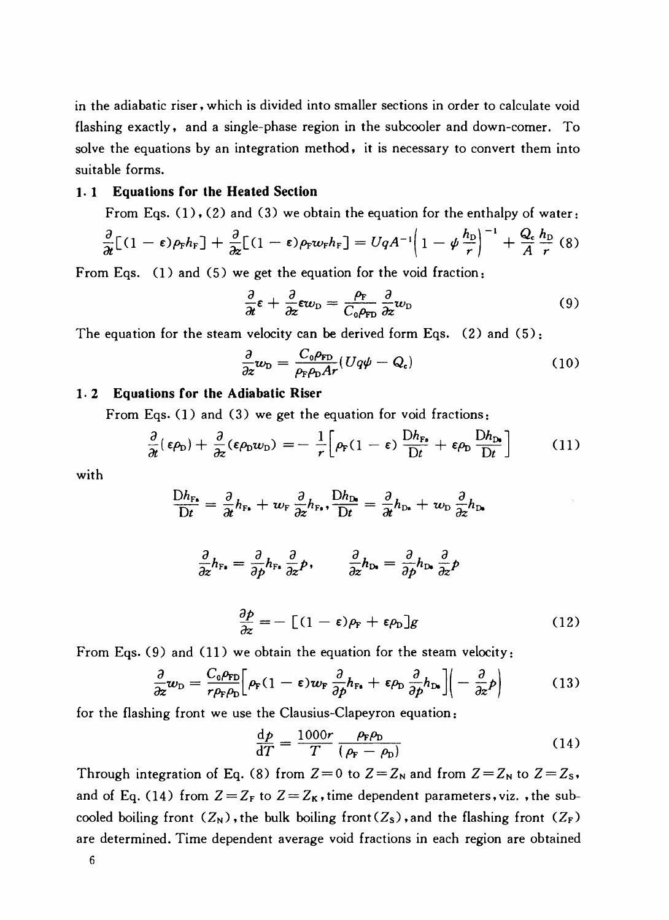in the adiabatic riser, which is divided into smaller sections in order to calculate void flashing exactly, and a single-phase region in the subcooler and down-comer. To solve the equations by an integration method, it is necessary to convert them into suitable forms.

### 1.1 Equations for the Heated Section

From Eqs. (1), (2) and (3) we obtain the equation for the enthalpy of water:

$$\frac{\partial}{\partial t}[(1-\varepsilon)\rho_F h_F] + \frac{\partial}{\partial z}[(1-\varepsilon)\rho_F w_F h_F] = UqA^{-1}\left(1 - \psi\frac{h_D}{r}\right)^{-1} + \frac{Q_c}{A}\frac{h_D}{r} \tag{8}$$

From Eqs. (1) and (5) we get the equation for the void fraction:

$$\frac{\partial}{\partial t}\varepsilon + \frac{\partial}{\partial z}\varepsilon w_D = \frac{\rho_F}{C_0\rho_{FD}}\frac{\partial}{\partial z}w_D \tag{9}$$

The equation for the steam velocity can be derived form Eqs. (2) and (5):

$$\frac{\partial}{\partial z}w_D = \frac{C_0\rho_{FD}}{\rho_F\rho_D Ar}(Uq\psi - Q_c) \tag{10}$$

### 1.2 Equations for the Adiabatic Riser

From Eqs. (1) and (3) we get the equation for void fractions:

$$\frac{\partial}{\partial t}(\varepsilon\rho_D) + \frac{\partial}{\partial z}(\varepsilon\rho_D w_D) = -\frac{1}{r}\left[\rho_F(1-\varepsilon)\frac{\mathrm{D}h_{Fs}}{\mathrm{D}t} + \varepsilon\rho_D\frac{\mathrm{D}h_{Ds}}{\mathrm{D}t}\right] \tag{11}$$

with

$$\frac{\mathrm{D}h_{Fs}}{\mathrm{D}t} = \frac{\partial}{\partial t}h_{Fs} + w_F\frac{\partial}{\partial z}h_{Fs}, \quad \frac{\mathrm{D}h_{Ds}}{\mathrm{D}t} = \frac{\partial}{\partial t}h_{Ds} + w_D\frac{\partial}{\partial z}h_{Ds}$$

$$\frac{\partial}{\partial z}h_{Fs} = \frac{\partial}{\partial p}h_{Fs}\frac{\partial}{\partial z}p, \qquad \frac{\partial}{\partial z}h_{Ds} = \frac{\partial}{\partial p}h_{Ds}\frac{\partial}{\partial z}p$$

$$\frac{\partial p}{\partial z} = -\left[(1-\varepsilon)\rho_F + \varepsilon\rho_D\right]g \tag{12}$$

From Eqs. (9) and (11) we obtain the equation for the steam velocity:

$$\frac{\partial}{\partial z}w_D = \frac{C_0\rho_{FD}}{r\rho_F\rho_D}\left[\rho_F(1-\varepsilon)w_F\frac{\partial}{\partial p}h_{Fs} + \varepsilon\rho_D\frac{\partial}{\partial p}h_{Ds}\right]\left(-\frac{\partial}{\partial z}p\right) \tag{13}$$

for the flashing front we use the Clausius-Clapeyron equation:

$$\frac{\mathrm{d}p}{\mathrm{d}T} = \frac{1000r}{T}\frac{\rho_F\rho_D}{(\rho_F - \rho_D)} \tag{14}$$

Through integration of Eq. (8) from $Z=0$ to $Z=Z_N$ and from $Z=Z_N$ to $Z=Z_S$, and of Eq. (14) from $Z=Z_F$ to $Z=Z_K$, time dependent parameters, viz., the subcooled boiling front ($Z_N$), the bulk boiling front ($Z_S$), and the flashing front ($Z_F$) are determined. Time dependent average void fractions in each region are obtained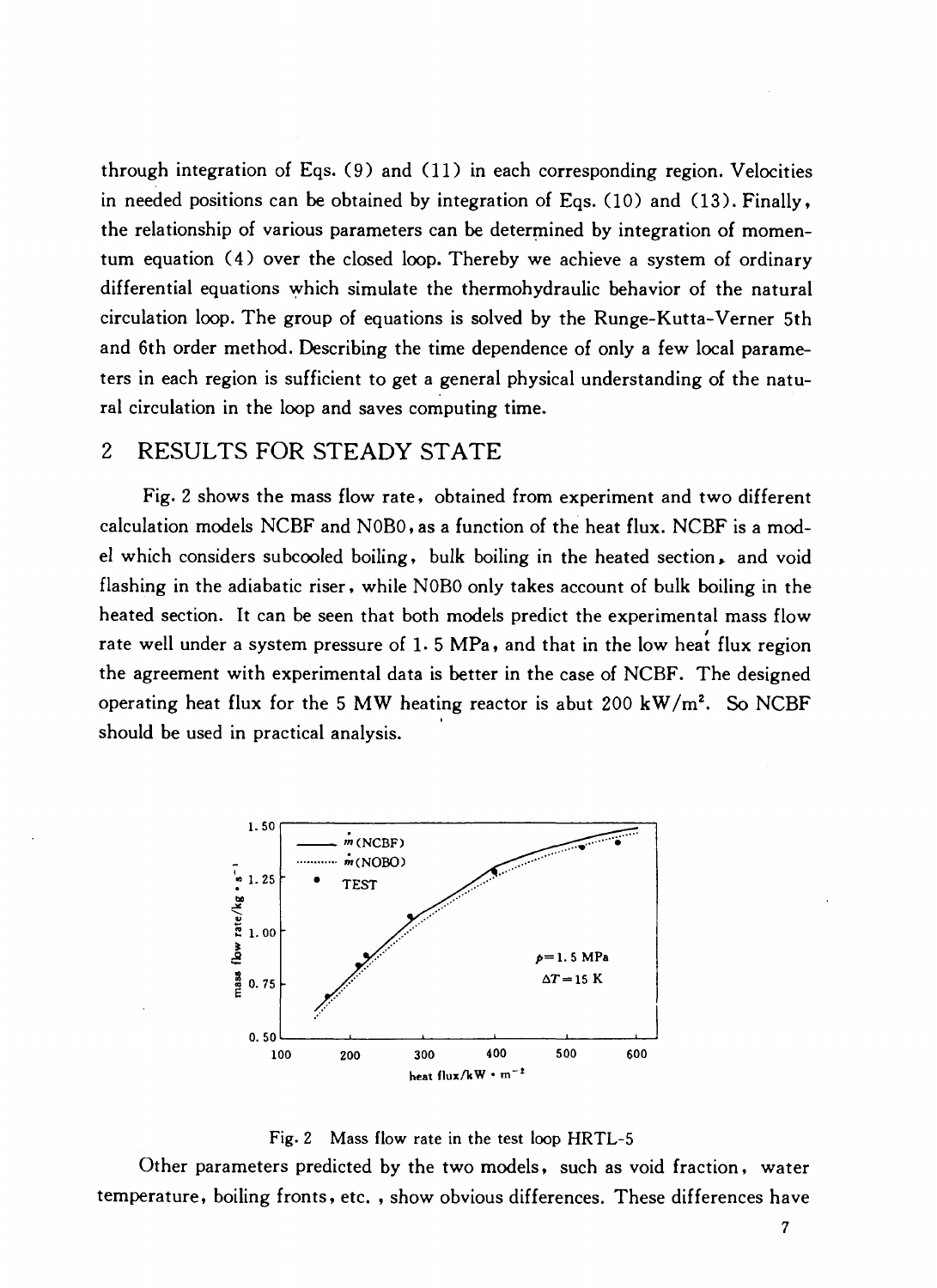through integration of Eqs. (9) and (11) in each corresponding region. Velocities in needed positions can be obtained by integration of Eqs. (10) and (13). Finally, the relationship of various parameters can be determined by integration of momentum equation (4) over the closed loop. Thereby we achieve a system of ordinary differential equations which simulate the thermohydraulic behavior of the natural circulation loop. The group of equations is solved by the Runge-Kutta-Verner 5th and 6th order method. Describing the time dependence of only a few local parameters in each region is sufficient to get a general physical understanding of the natural circulation in the loop and saves computing time.

## 2 RESULTS FOR STEADY STATE

Fig. 2 shows the mass flow rate, obtained from experiment and two different calculation models NCBF and NOBO, as a function of the heat flux. NCBF is a model which considers subcooled boiling, bulk boiling in the heated section, and void flashing in the adiabatic riser, while NOBO only takes account of bulk boiling in the heated section. It can be seen that both models predict the experimental mass flow rate well under a system pressure of 1.5 MPa, and that in the low heat flux region the agreement with experimental data is better in the case of NCBF. The designed operating heat flux for the 5 MW heating reactor is abut 200 $kW/m^2$. So NCBF should be used in practical analysis.

Fig. 2 Mass flow rate in the test loop HRTL-5

Other parameters predicted by the two models, such as void fraction, water temperature, boiling fronts, etc., show obvious differences. These differences have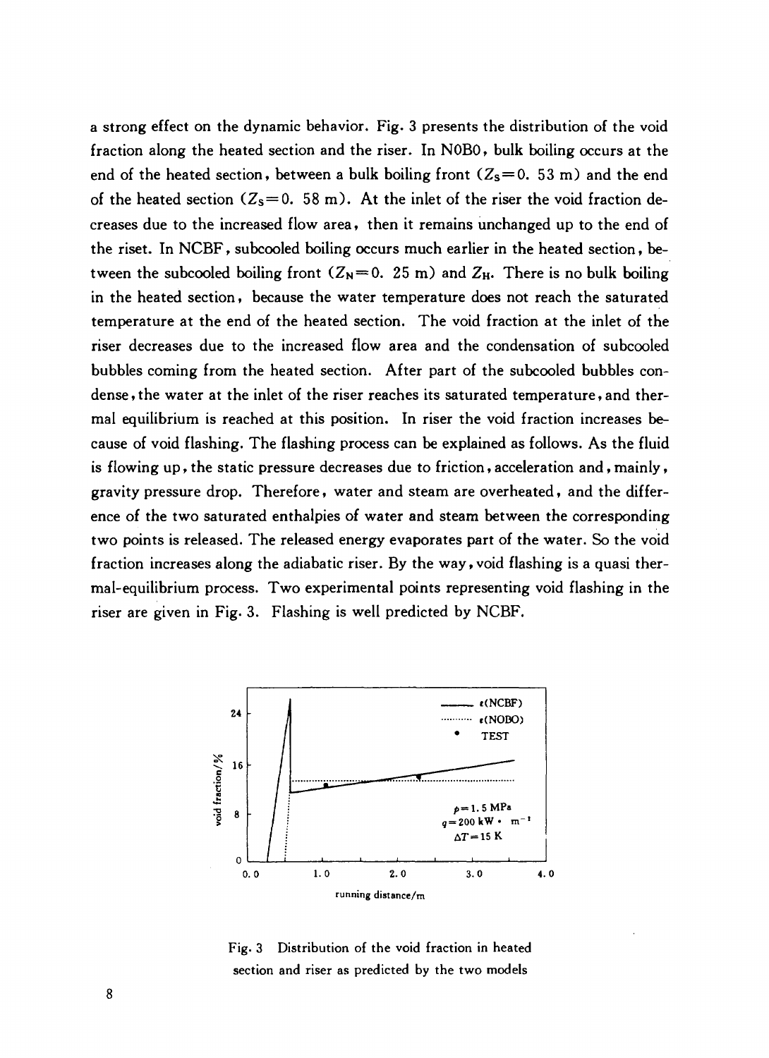a strong effect on the dynamic behavior. Fig. 3 presents the distribution of the void fraction along the heated section and the riser. In NOBO, bulk boiling occurs at the end of the heated section, between a bulk boiling front ($Z_S = 0.53$ m) and the end of the heated section ($Z_S = 0.58$ m). At the inlet of the riser the void fraction decreases due to the increased flow area, then it remains unchanged up to the end of the riset. In NCBF, subcooled boiling occurs much earlier in the heated section, between the subcooled boiling front ($Z_N = 0.25$ m) and $Z_H$. There is no bulk boiling in the heated section, because the water temperature does not reach the saturated temperature at the end of the heated section. The void fraction at the inlet of the riser decreases due to the increased flow area and the condensation of subcooled bubbles coming from the heated section. After part of the subcooled bubbles condense, the water at the inlet of the riser reaches its saturated temperature, and thermal equilibrium is reached at this position. In riser the void fraction increases because of void flashing. The flashing process can be explained as follows. As the fluid is flowing up, the static pressure decreases due to friction, acceleration and, mainly, gravity pressure drop. Therefore, water and steam are overheated, and the difference of the two saturated enthalpies of water and steam between the corresponding two points is released. The released energy evaporates part of the water. So the void fraction increases along the adiabatic riser. By the way, void flashing is a quasi thermal-equilibrium process. Two experimental points representing void flashing in the riser are given in Fig. 3. Flashing is well predicted by NCBF.

Fig. 3 Distribution of the void fraction in heated section and riser as predicted by the two models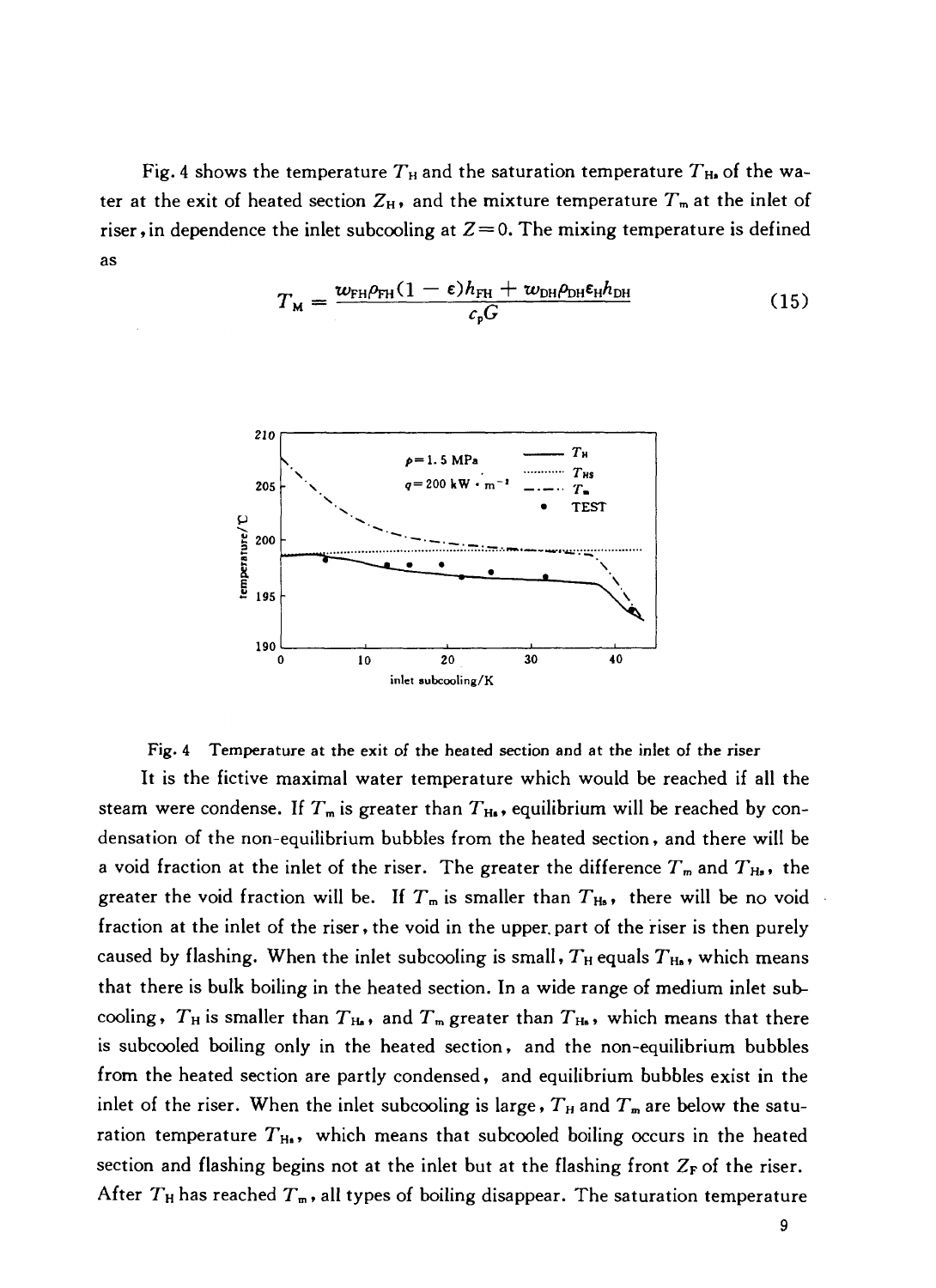Fig. 4 shows the temperature $T_H$ and the saturation temperature $T_{Hs}$ of the water at the exit of heated section $Z_H$, and the mixture temperature $T_m$ at the inlet of riser, in dependence the inlet subcooling at $Z=0$. The mixing temperature is defined as

$$T_M = \frac{w_{FH}\rho_{FH}(1-\varepsilon)h_{FH} + w_{DH}\rho_{DH}\varepsilon_H h_{DH}}{c_p G} \tag{15}$$

Fig. 4 Temperature at the exit of the heated section and at the inlet of the riser

It is the fictive maximal water temperature which would be reached if all the steam were condense. If $T_m$ is greater than $T_{Hs}$, equilibrium will be reached by condensation of the non-equilibrium bubbles from the heated section, and there will be a void fraction at the inlet of the riser. The greater the difference $T_m$ and $T_{Hs}$, the greater the void fraction will be. If $T_m$ is smaller than $T_{Hs}$, there will be no void fraction at the inlet of the riser, the void in the upper part of the riser is then purely caused by flashing. When the inlet subcooling is small, $T_H$ equals $T_{Hs}$, which means that there is bulk boiling in the heated section. In a wide range of medium inlet subcooling, $T_H$ is smaller than $T_{Hs}$, and $T_m$ greater than $T_{Hs}$, which means that there is subcooled boiling only in the heated section, and the non-equilibrium bubbles from the heated section are partly condensed, and equilibrium bubbles exist in the inlet of the riser. When the inlet subcooling is large, $T_H$ and $T_m$ are below the saturation temperature $T_{Hs}$, which means that subcooled boiling occurs in the heated section and flashing begins not at the inlet but at the flashing front $Z_F$ of the riser. After $T_H$ has reached $T_m$, all types of boiling disappear. The saturation temperature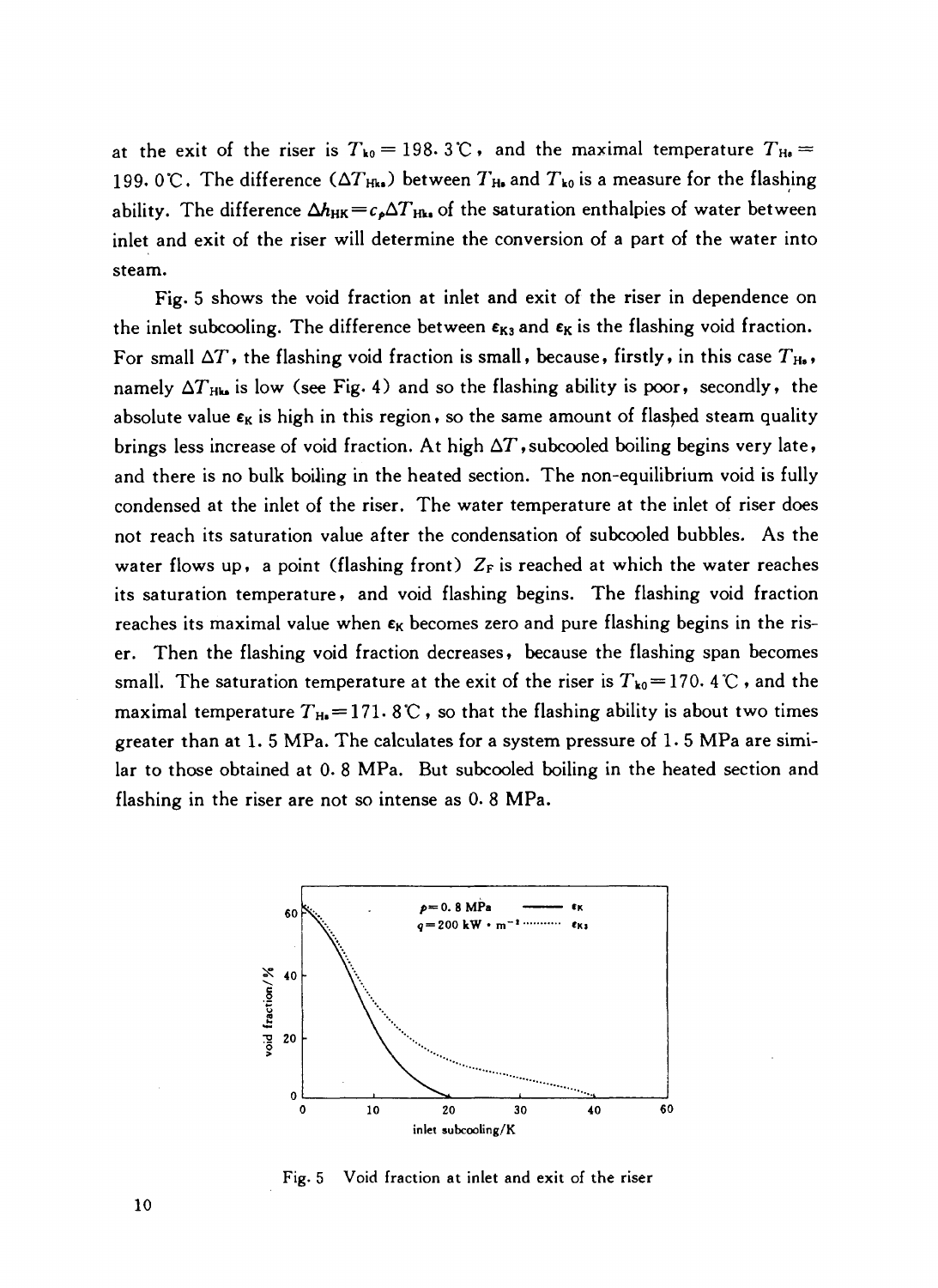at the exit of the riser is $T_{k0} = 198.3$ ℃, and the maximal temperature $T_{Hs} = 199.0$ ℃. The difference ($\Delta T_{HKs}$) between $T_{Hs}$ and $T_{k0}$ is a measure for the flashing ability. The difference $\Delta h_{HK} = c_p \Delta T_{HKs}$ of the saturation enthalpies of water between inlet and exit of the riser will determine the conversion of a part of the water into steam.

Fig. 5 shows the void fraction at inlet and exit of the riser in dependence on the inlet subcooling. The difference between $\varepsilon_{K3}$ and $\varepsilon_K$ is the flashing void fraction. For small $\Delta T$, the flashing void fraction is small, because, firstly, in this case $T_{Hs}$, namely $\Delta T_{HKs}$ is low (see Fig. 4) and so the flashing ability is poor, secondly, the absolute value $\varepsilon_K$ is high in this region, so the same amount of flashed steam quality brings less increase of void fraction. At high $\Delta T$, subcooled boiling begins very late, and there is no bulk boiling in the heated section. The non-equilibrium void is fully condensed at the inlet of the riser. The water temperature at the inlet of riser does not reach its saturation value after the condensation of subcooled bubbles. As the water flows up, a point (flashing front) $Z_F$ is reached at which the water reaches its saturation temperature, and void flashing begins. The flashing void fraction reaches its maximal value when $\varepsilon_K$ becomes zero and pure flashing begins in the riser. Then the flashing void fraction decreases, because the flashing span becomes small. The saturation temperature at the exit of the riser is $T_{k0} = 170.4$ ℃, and the maximal temperature $T_{Hs} = 171.8$ ℃, so that the flashing ability is about two times greater than at 1.5 MPa. The calculates for a system pressure of 1.5 MPa are similar to those obtained at 0.8 MPa. But subcooled boiling in the heated section and flashing in the riser are not so intense as 0.8 MPa.

Fig. 5 Void fraction at inlet and exit of the riser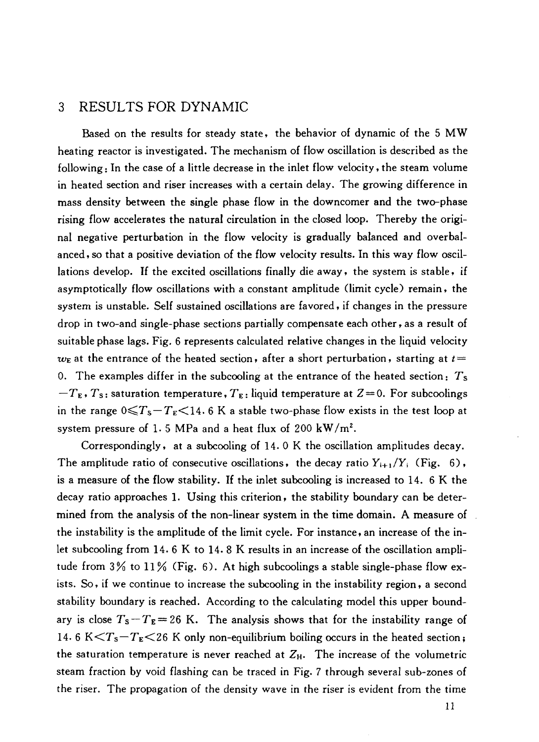## 3 RESULTS FOR DYNAMIC

Based on the results for steady state, the behavior of dynamic of the 5 MW heating reactor is investigated. The mechanism of flow oscillation is described as the following: In the case of a little decrease in the inlet flow velocity, the steam volume in heated section and riser increases with a certain delay. The growing difference in mass density between the single phase flow in the downcomer and the two-phase rising flow accelerates the natural circulation in the closed loop. Thereby the original negative perturbation in the flow velocity is gradually balanced and overbalanced, so that a positive deviation of the flow velocity results. In this way flow oscillations develop. If the excited oscillations finally die away, the system is stable, if asymptotically flow oscillations with a constant amplitude (limit cycle) remain, the system is unstable. Self sustained oscillations are favored, if changes in the pressure drop in two-and single-phase sections partially compensate each other, as a result of suitable phase lags. Fig. 6 represents calculated relative changes in the liquid velocity $w_E$ at the entrance of the heated section, after a short perturbation, starting at $t=0$. The examples differ in the subcooling at the entrance of the heated section: $T_S - T_E$, $T_S$: saturation temperature, $T_E$: liquid temperature at $Z=0$. For subcoolings in the range $0 \leqslant T_S - T_E < 14.6$ K a stable two-phase flow exists in the test loop at system pressure of 1.5 MPa and a heat flux of 200 kW/m$^2$.

Correspondingly, at a subcooling of 14.0 K the oscillation amplitudes decay. The amplitude ratio of consecutive oscillations, the decay ratio $Y_{i+1}/Y_i$ (Fig. 6), is a measure of the flow stability. If the inlet subcooling is increased to 14.6 K the decay ratio approaches 1. Using this criterion, the stability boundary can be determined from the analysis of the non-linear system in the time domain. A measure of the instability is the amplitude of the limit cycle. For instance, an increase of the inlet subcooling from 14.6 K to 14.8 K results in an increase of the oscillation amplitude from 3% to 11% (Fig. 6). At high subcoolings a stable single-phase flow exists. So, if we continue to increase the subcooling in the instability region, a second stability boundary is reached. According to the calculating model this upper boundary is close $T_S - T_E = 26$ K. The analysis shows that for the instability range of 14.6 K$< T_S - T_E <$26 K only non-equilibrium boiling occurs in the heated section; the saturation temperature is never reached at $Z_H$. The increase of the volumetric steam fraction by void flashing can be traced in Fig. 7 through several sub-zones of the riser. The propagation of the density wave in the riser is evident from the time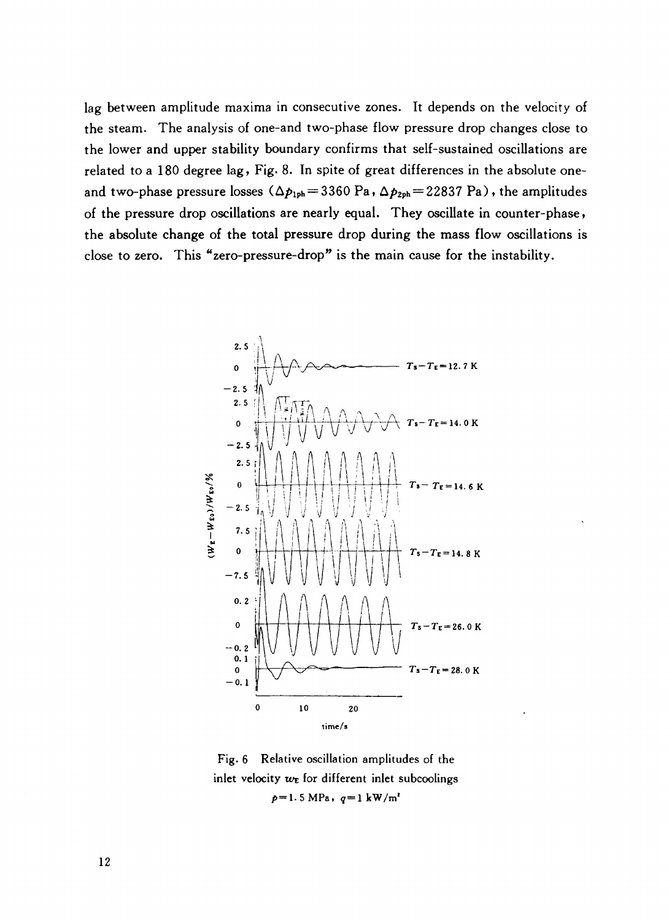lag between amplitude maxima in consecutive zones. It depends on the velocity of the steam. The analysis of one-and two-phase flow pressure drop changes close to the lower and upper stability boundary confirms that self-sustained oscillations are related to a 180 degree lag, Fig. 8. In spite of great differences in the absolute one- and two-phase pressure losses ($\Delta p_{1ph} = 3360$ Pa, $\Delta p_{2ph} = 22837$ Pa), the amplitudes of the pressure drop oscillations are nearly equal. They oscillate in counter-phase, the absolute change of the total pressure drop during the mass flow oscillations is close to zero. This "zero-pressure-drop" is the main cause for the instability.

Fig. 6 Relative oscillation amplitudes of the inlet velocity $w_E$ for different inlet subcoolings $p = 1.5$ MPa, $q = 1$ kW/m$^2$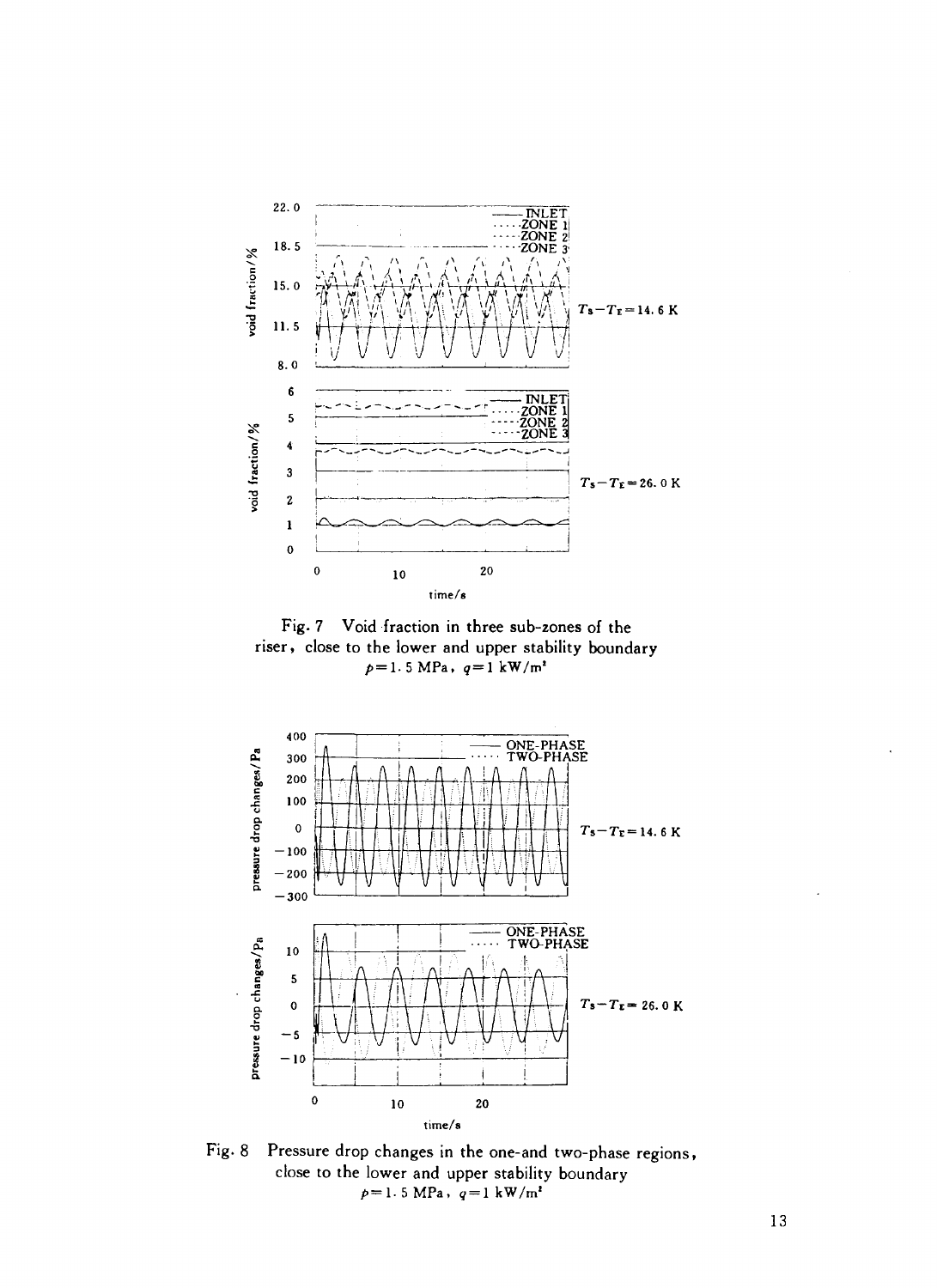Fig. 7 Void fraction in three sub-zones of the riser, close to the lower and upper stability boundary

$p = 1.5$ MPa, $q = 1$ kW/m$^2$

Fig. 8 Pressure drop changes in the one-and two-phase regions, close to the lower and upper stability boundary

$p = 1.5$ MPa, $q = 1$ kW/m$^2$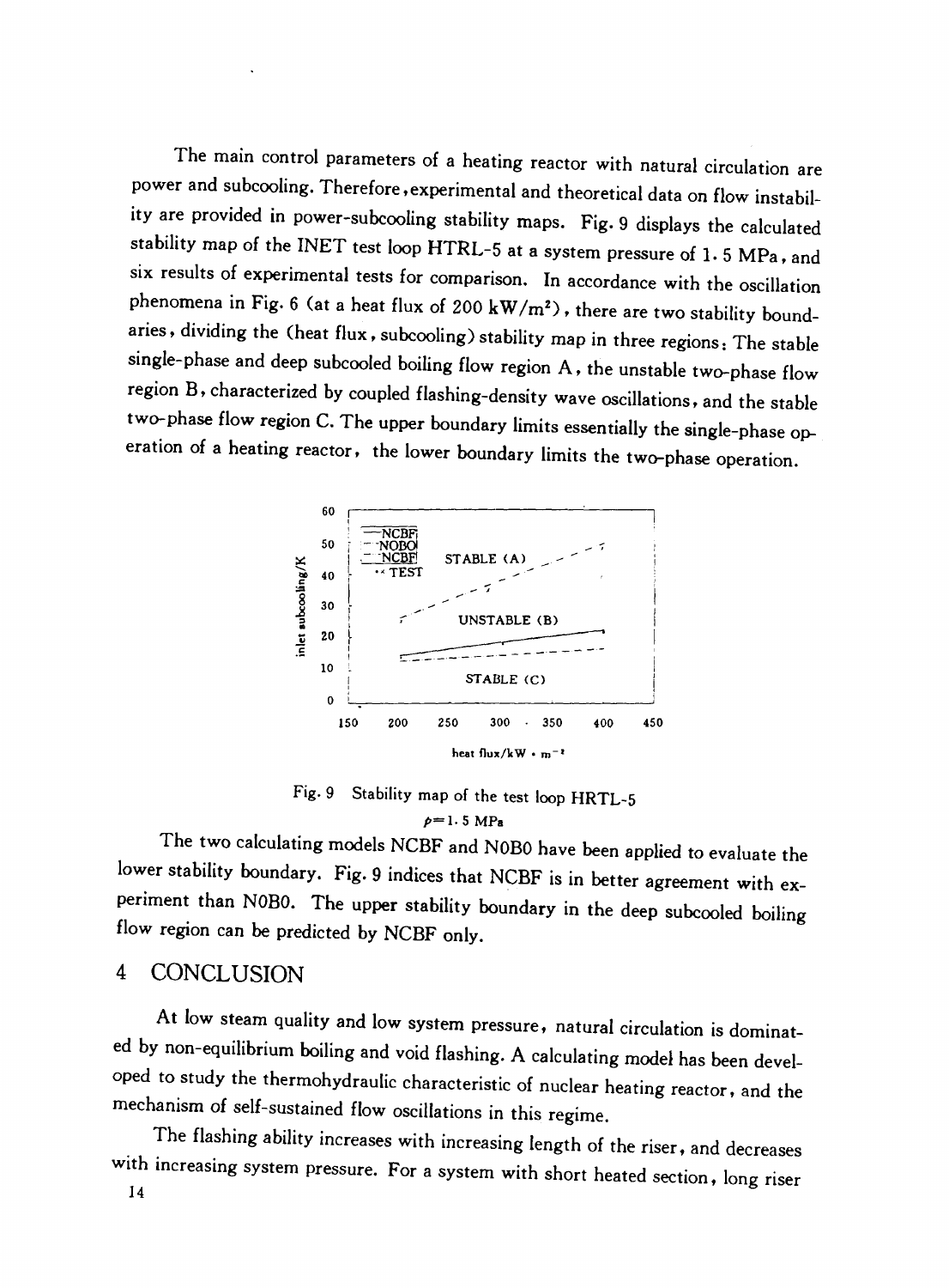The main control parameters of a heating reactor with natural circulation are power and subcooling. Therefore, experimental and theoretical data on flow instability are provided in power-subcooling stability maps. Fig. 9 displays the calculated stability map of the INET test loop HTRL-5 at a system pressure of 1.5 MPa, and six results of experimental tests for comparison. In accordance with the oscillation phenomena in Fig. 6 (at a heat flux of 200 $kW/m^2$), there are two stability boundaries, dividing the (heat flux, subcooling) stability map in three regions: The stable single-phase and deep subcooled boiling flow region A, the unstable two-phase flow region B, characterized by coupled flashing-density wave oscillations, and the stable two-phase flow region C. The upper boundary limits essentially the single-phase operation of a heating reactor, the lower boundary limits the two-phase operation.

Fig. 9 Stability map of the test loop HRTL-5
$p = 1.5$ MPa

The two calculating models NCBF and N0B0 have been applied to evaluate the lower stability boundary. Fig. 9 indices that NCBF is in better agreement with experiment than N0B0. The upper stability boundary in the deep subcooled boiling flow region can be predicted by NCBF only.

## 4 CONCLUSION

At low steam quality and low system pressure, natural circulation is dominated by non-equilibrium boiling and void flashing. A calculating model has been developed to study the thermohydraulic characteristic of nuclear heating reactor, and the mechanism of self-sustained flow oscillations in this regime.

The flashing ability increases with increasing length of the riser, and decreases with increasing system pressure. For a system with short heated section, long riser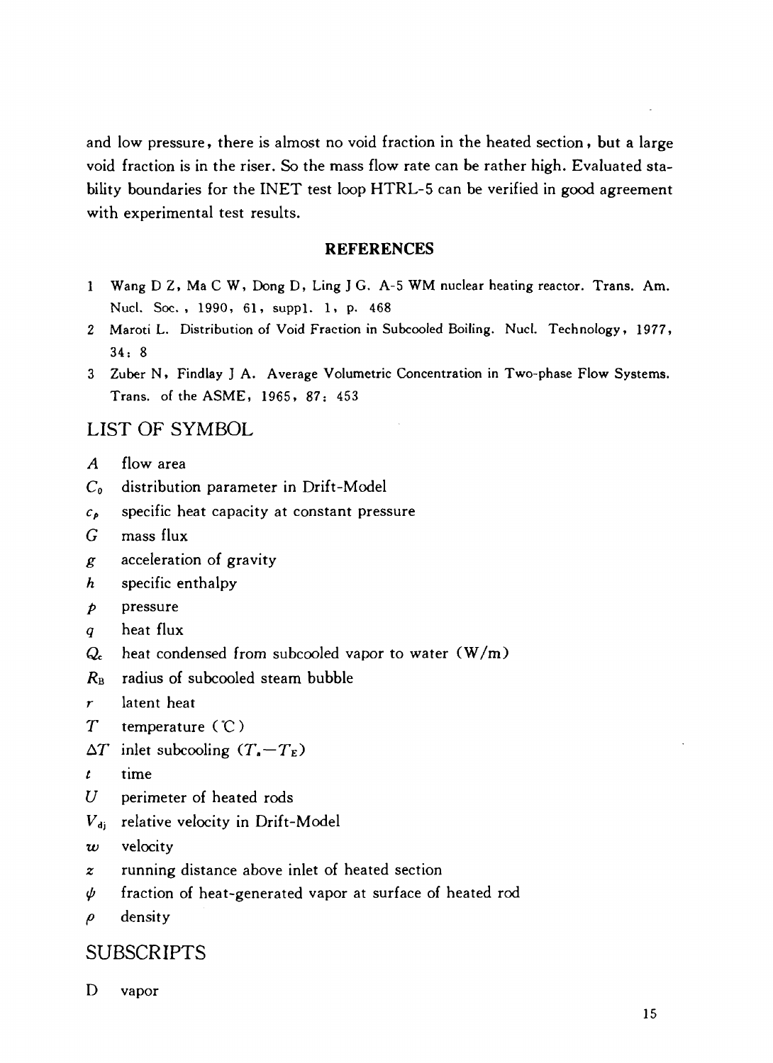and low pressure, there is almost no void fraction in the heated section, but a large void fraction is in the riser. So the mass flow rate can be rather high. Evaluated stability boundaries for the INET test loop HTRL-5 can be verified in good agreement with experimental test results.

## REFERENCES

1 Wang D Z, Ma C W, Dong D, Ling J G. A-5 WM nuclear heating reactor. Trans. Am. Nucl. Soc., 1990, 61, suppl. 1, p. 468

2 Maroti L. Distribution of Void Fraction in Subcooled Boiling. Nucl. Technology, 1977, 34: 8

3 Zuber N, Findlay J A. Average Volumetric Concentration in Two-phase Flow Systems. Trans. of the ASME, 1965, 87: 453

## LIST OF SYMBOL

- $A$ flow area
- $C_0$ distribution parameter in Drift-Model
- $c_p$ specific heat capacity at constant pressure
- $G$ mass flux
- $g$ acceleration of gravity
- $h$ specific enthalpy
- $p$ pressure
- $q$ heat flux
- $Q_c$ heat condensed from subcooled vapor to water (W/m)
- $R_B$ radius of subcooled steam bubble
- $r$ latent heat
- $T$ temperature (℃)
- $\Delta T$ inlet subcooling $(T_s - T_E)$
- $t$ time
- $U$ perimeter of heated rods
- $V_{dj}$ relative velocity in Drift-Model
- $w$ velocity
- $z$ running distance above inlet of heated section
- $\psi$ fraction of heat-generated vapor at surface of heated rod
- $\rho$ density

## SUBSCRIPTS

- D vapor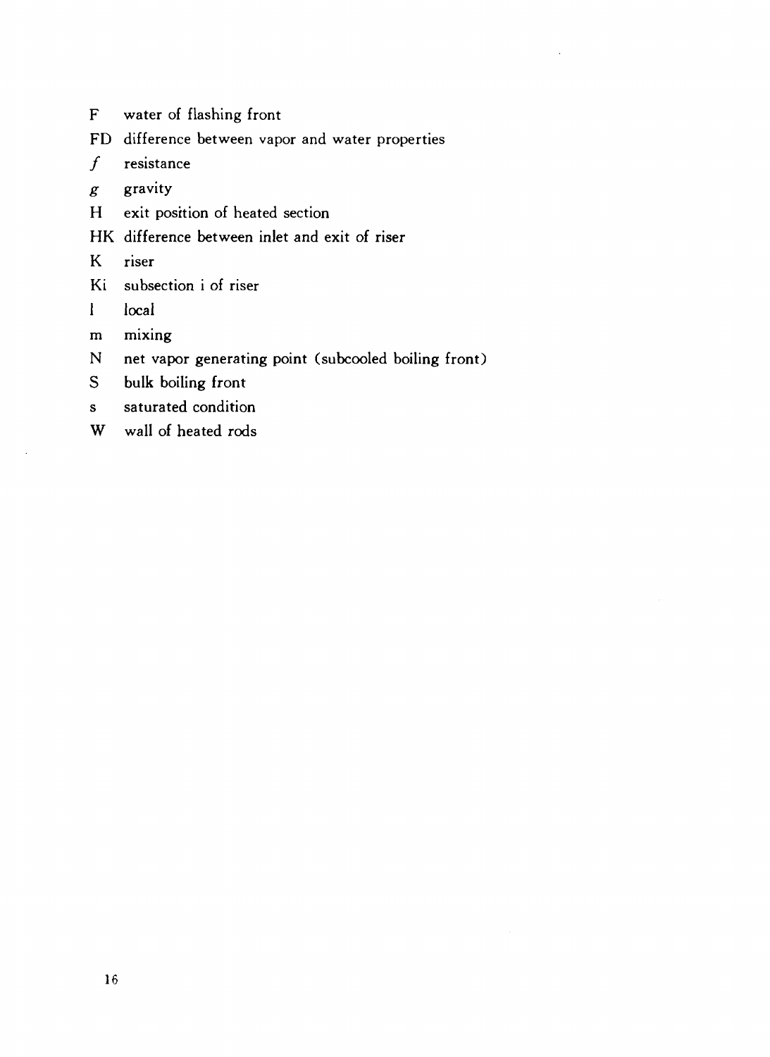F water of flashing front

FD difference between vapor and water properties

$f$ resistance

$g$ gravity

H exit position of heated section

HK difference between inlet and exit of riser

K riser

Ki subsection i of riser

l local

m mixing

N net vapor generating point (subcooled boiling front)

S bulk boiling front

s saturated condition

W wall of heated rods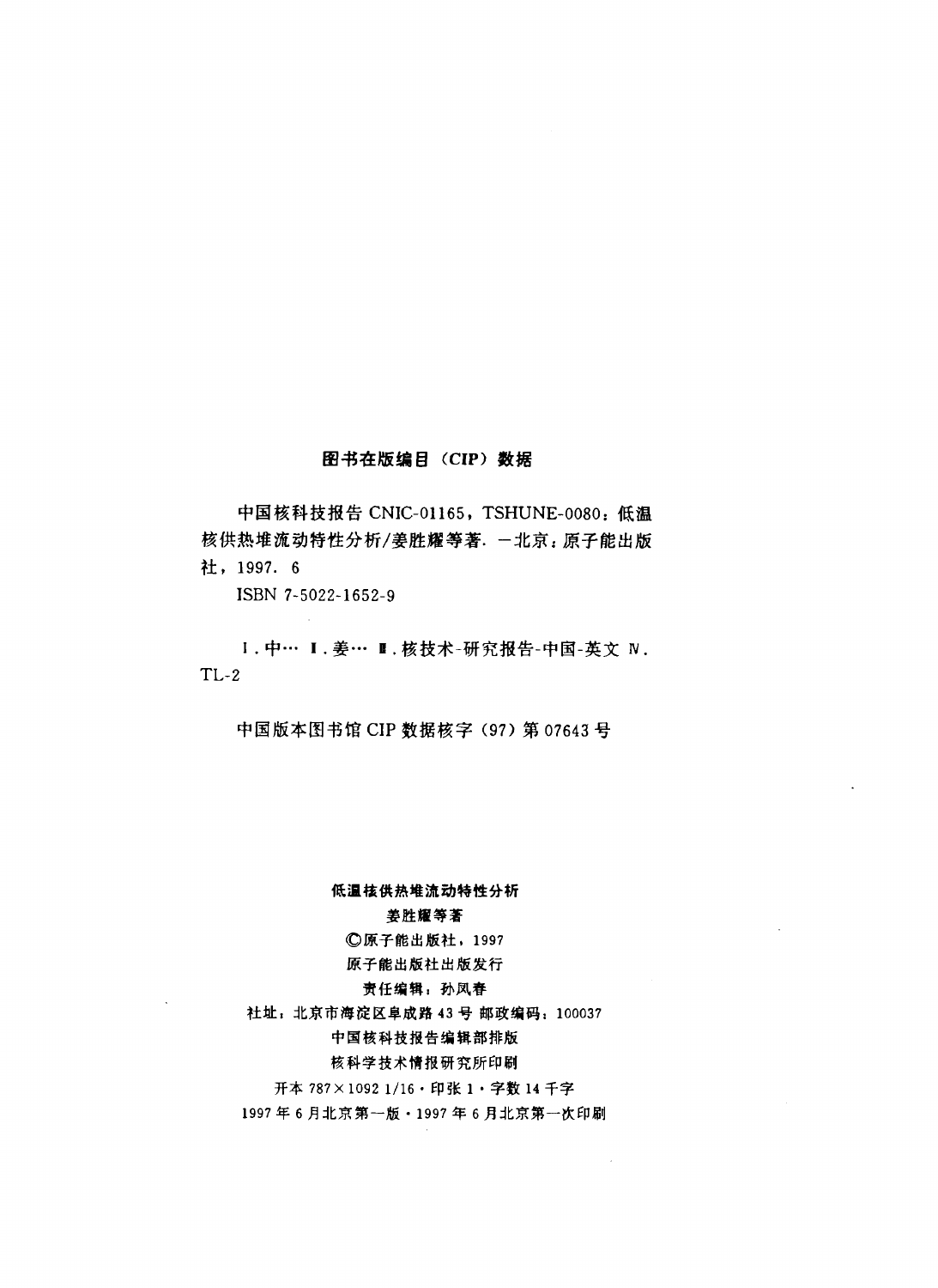**图书在版编目（CIP）数据**

中国核科技报告 CNIC-01165，TSHUNE-0080：低温核供热堆流动特性分析/姜胜耀等著．—北京：原子能出版社，1997．6

ISBN 7-5022-1652-9

Ⅰ．中… Ⅱ．姜… Ⅲ．核技术-研究报告-中国-英文 Ⅳ．TL-2

中国版本图书馆 CIP 数据核字（97）第 07643 号

**低温核供热堆流动特性分析**

**姜胜耀等著**

©原子能出版社，1997

原子能出版社出版发行

责任编辑：孙凤春

社址：北京市海淀区阜成路 43 号 邮政编码：100037

中国核科技报告编辑部排版

核科学技术情报研究所印刷

开本 787×1092 1/16・印张 1・字数 14 千字

1997 年 6 月北京第一版・1997 年 6 月北京第一次印刷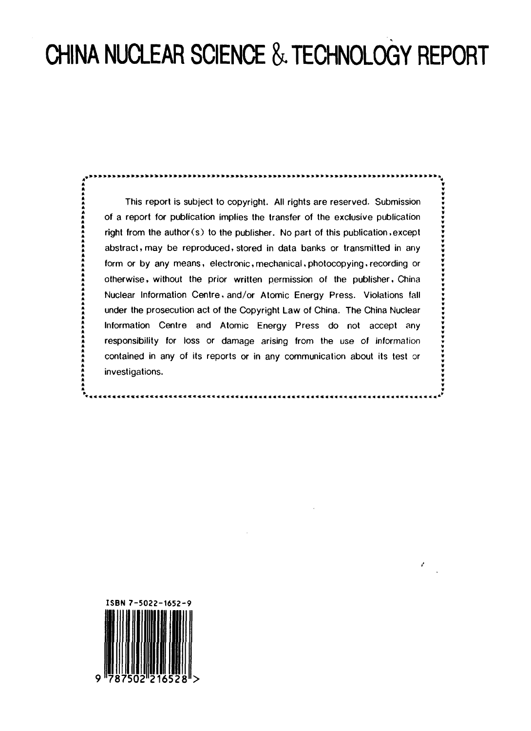# CHINA NUCLEAR SCIENCE & TECHNOLOGY REPORT

This report is subject to copyright. All rights are reserved. Submission of a report for publication implies the transfer of the exclusive publication right from the author(s) to the publisher. No part of this publication, except abstract, may be reproduced, stored in data banks or transmitted in any form or by any means, electronic, mechanical, photocopying, recording or otherwise, without the prior written permission of the publisher, China Nuclear Information Centre, and/or Atomic Energy Press. Violations fall under the prosecution act of the Copyright Law of China. The China Nuclear Information Centre and Atomic Energy Press do not accept any responsibility for loss or damage arising from the use of information contained in any of its reports or in any communication about its test or investigations.

ISBN 7-5022-1652-9

9 787502 216528 >